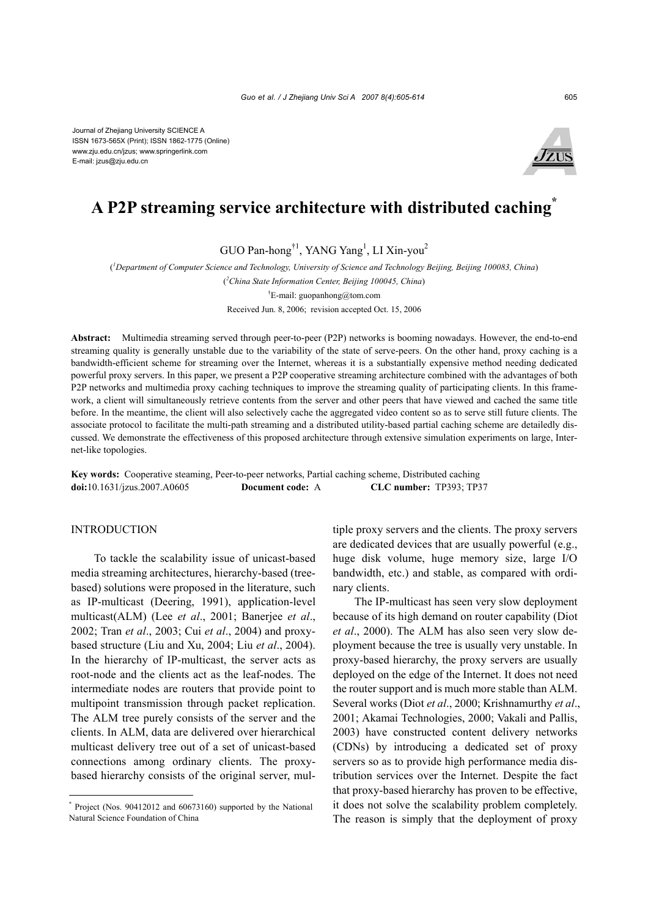Journal of Zhejiang University SCIENCE A
ISSN 1673-565X (Print); ISSN 1862-1775 (Online)
www.zju.edu.cn/jzus; www.springerlink.com
E-mail: jzus@zju.edu.cn

# A P2P streaming service architecture with distributed caching*

GUO Pan-hong[†1], YANG Yang[1], LI Xin-you[2]

([1]Department of Computer Science and Technology, University of Science and Technology Beijing, Beijing 100083, China)

([2]China State Information Center, Beijing 100045, China)

[†]E-mail: guopanhong@tom.com

Received Jun. 8, 2006; revision accepted Oct. 15, 2006

**Abstract:** Multimedia streaming served through peer-to-peer (P2P) networks is booming nowadays. However, the end-to-end streaming quality is generally unstable due to the variability of the state of serve-peers. On the other hand, proxy caching is a bandwidth-efficient scheme for streaming over the Internet, whereas it is a substantially expensive method needing dedicated powerful proxy servers. In this paper, we present a P2P cooperative streaming architecture combined with the advantages of both P2P networks and multimedia proxy caching techniques to improve the streaming quality of participating clients. In this framework, a client will simultaneously retrieve contents from the server and other peers that have viewed and cached the same title before. In the meantime, the client will also selectively cache the aggregated video content so as to serve still future clients. The associate protocol to facilitate the multi-path streaming and a distributed utility-based partial caching scheme are detailedly discussed. We demonstrate the effectiveness of this proposed architecture through extensive simulation experiments on large, Internet-like topologies.

**Key words:** Cooperative steaming, Peer-to-peer networks, Partial caching scheme, Distributed caching
**doi:**10.1631/jzus.2007.A0605 **Document code:** A **CLC number:** TP393; TP37

## INTRODUCTION

To tackle the scalability issue of unicast-based media streaming architectures, hierarchy-based (tree-based) solutions were proposed in the literature, such as IP-multicast (Deering, 1991), application-level multicast(ALM) (Lee *et al*., 2001; Banerjee *et al*., 2002; Tran *et al*., 2003; Cui *et al*., 2004) and proxy-based structure (Liu and Xu, 2004; Liu *et al*., 2004). In the hierarchy of IP-multicast, the server acts as root-node and the clients act as the leaf-nodes. The intermediate nodes are routers that provide point to multipoint transmission through packet replication. The ALM tree purely consists of the server and the clients. In ALM, data are delivered over hierarchical multicast delivery tree out of a set of unicast-based connections among ordinary clients. The proxy-based hierarchy consists of the original server, multiple proxy servers and the clients. The proxy servers are dedicated devices that are usually powerful (e.g., huge disk volume, huge memory size, large I/O bandwidth, etc.) and stable, as compared with ordinary clients.

The IP-multicast has seen very slow deployment because of its high demand on router capability (Diot *et al*., 2000). The ALM has also seen very slow deployment because the tree is usually very unstable. In proxy-based hierarchy, the proxy servers are usually deployed on the edge of the Internet. It does not need the router support and is much more stable than ALM. Several works (Diot *et al*., 2000; Krishnamurthy *et al*., 2001; Akamai Technologies, 2000; Vakali and Pallis, 2003) have constructed content delivery networks (CDNs) by introducing a dedicated set of proxy servers so as to provide high performance media distribution services over the Internet. Despite the fact that proxy-based hierarchy has proven to be effective, it does not solve the scalability problem completely. The reason is simply that the deployment of proxy

* Project (Nos. 90412012 and 60673160) supported by the National Natural Science Foundation of China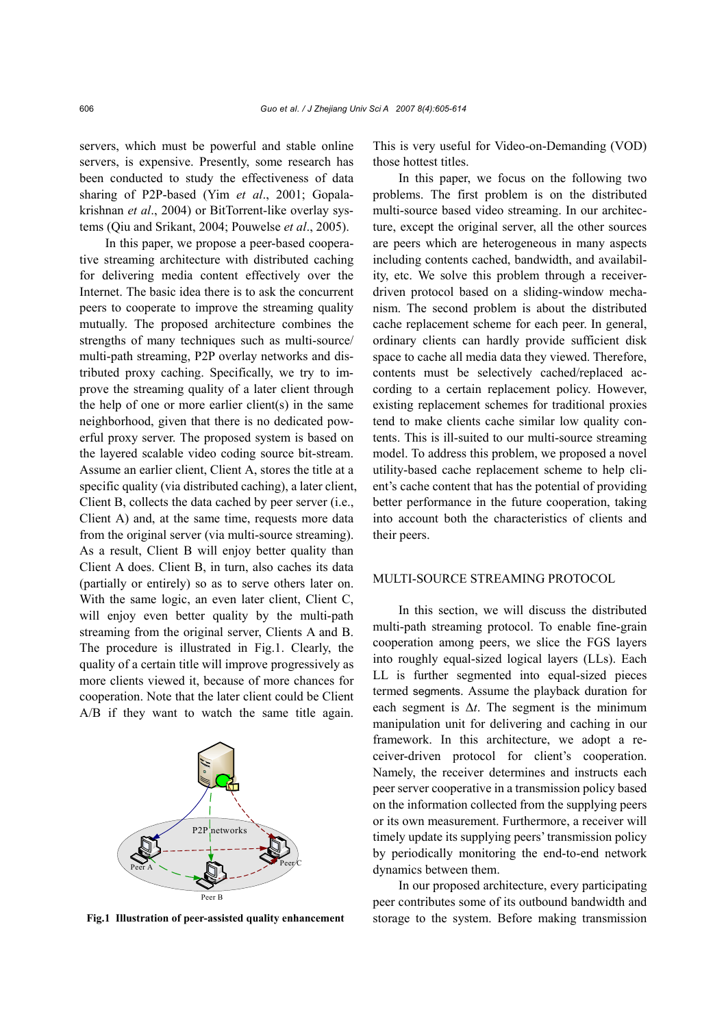servers, which must be powerful and stable online servers, is expensive. Presently, some research has been conducted to study the effectiveness of data sharing of P2P-based (Yim *et al*., 2001; Gopalakrishnan *et al*., 2004) or BitTorrent-like overlay systems (Qiu and Srikant, 2004; Pouwelse *et al*., 2005).

In this paper, we propose a peer-based cooperative streaming architecture with distributed caching for delivering media content effectively over the Internet. The basic idea there is to ask the concurrent peers to cooperate to improve the streaming quality mutually. The proposed architecture combines the strengths of many techniques such as multi-source/multi-path streaming, P2P overlay networks and distributed proxy caching. Specifically, we try to improve the streaming quality of a later client through the help of one or more earlier client(s) in the same neighborhood, given that there is no dedicated powerful proxy server. The proposed system is based on the layered scalable video coding source bit-stream. Assume an earlier client, Client A, stores the title at a specific quality (via distributed caching), a later client, Client B, collects the data cached by peer server (i.e., Client A) and, at the same time, requests more data from the original server (via multi-source streaming). As a result, Client B will enjoy better quality than Client A does. Client B, in turn, also caches its data (partially or entirely) so as to serve others later on. With the same logic, an even later client, Client C, will enjoy even better quality by the multi-path streaming from the original server, Clients A and B. The procedure is illustrated in Fig.1. Clearly, the quality of a certain title will improve progressively as more clients viewed it, because of more chances for cooperation. Note that the later client could be Client A/B if they want to watch the same title again.

**Fig.1 Illustration of peer-assisted quality enhancement**

This is very useful for Video-on-Demanding (VOD) those hottest titles.

In this paper, we focus on the following two problems. The first problem is on the distributed multi-source based video streaming. In our architecture, except the original server, all the other sources are peers which are heterogeneous in many aspects including contents cached, bandwidth, and availability, etc. We solve this problem through a receiver-driven protocol based on a sliding-window mechanism. The second problem is about the distributed cache replacement scheme for each peer. In general, ordinary clients can hardly provide sufficient disk space to cache all media data they viewed. Therefore, contents must be selectively cached/replaced according to a certain replacement policy. However, existing replacement schemes for traditional proxies tend to make clients cache similar low quality contents. This is ill-suited to our multi-source streaming model. To address this problem, we proposed a novel utility-based cache replacement scheme to help client's cache content that has the potential of providing better performance in the future cooperation, taking into account both the characteristics of clients and their peers.

## MULTI-SOURCE STREAMING PROTOCOL

In this section, we will discuss the distributed multi-path streaming protocol. To enable fine-grain cooperation among peers, we slice the FGS layers into roughly equal-sized logical layers (LLs). Each LL is further segmented into equal-sized pieces termed segments. Assume the playback duration for each segment is $\Delta t$. The segment is the minimum manipulation unit for delivering and caching in our framework. In this architecture, we adopt a receiver-driven protocol for client's cooperation. Namely, the receiver determines and instructs each peer server cooperative in a transmission policy based on the information collected from the supplying peers or its own measurement. Furthermore, a receiver will timely update its supplying peers' transmission policy by periodically monitoring the end-to-end network dynamics between them.

In our proposed architecture, every participating peer contributes some of its outbound bandwidth and storage to the system. Before making transmission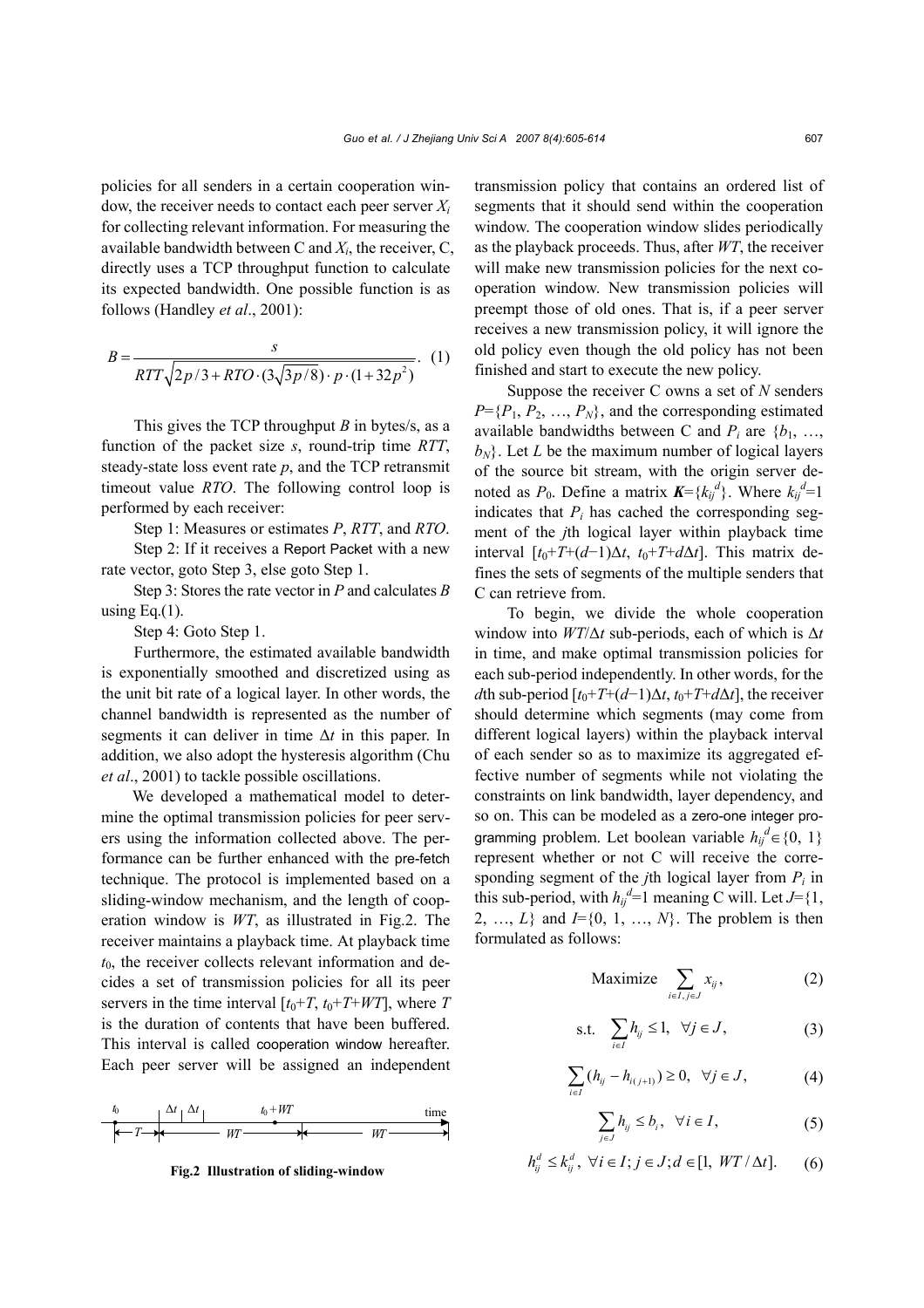policies for all senders in a certain cooperation window, the receiver needs to contact each peer server $X_i$ for collecting relevant information. For measuring the available bandwidth between C and $X_i$, the receiver, C, directly uses a TCP throughput function to calculate its expected bandwidth. One possible function is as follows (Handley *et al*., 2001):

$$B = \frac{s}{RTT\sqrt{2p/3} + RTO \cdot (3\sqrt{3p/8}) \cdot p \cdot (1+32p^2)}. \quad (1)$$

This gives the TCP throughput $B$ in bytes/s, as a function of the packet size $s$, round-trip time $RTT$, steady-state loss event rate $p$, and the TCP retransmit timeout value $RTO$. The following control loop is performed by each receiver:

Step 1: Measures or estimates $P$, $RTT$, and $RTO$.

Step 2: If it receives a Report Packet with a new rate vector, goto Step 3, else goto Step 1.

Step 3: Stores the rate vector in $P$ and calculates $B$ using Eq.(1).

Step 4: Goto Step 1.

Furthermore, the estimated available bandwidth is exponentially smoothed and discretized using as the unit bit rate of a logical layer. In other words, the channel bandwidth is represented as the number of segments it can deliver in time $\Delta t$ in this paper. In addition, we also adopt the hysteresis algorithm (Chu *et al*., 2001) to tackle possible oscillations.

We developed a mathematical model to determine the optimal transmission policies for peer servers using the information collected above. The performance can be further enhanced with the pre-fetch technique. The protocol is implemented based on a sliding-window mechanism, and the length of cooperation window is $WT$, as illustrated in Fig.2. The receiver maintains a playback time. At playback time $t_0$, the receiver collects relevant information and decides a set of transmission policies for all its peer servers in the time interval $[t_0+T, t_0+T+WT]$, where $T$ is the duration of contents that have been buffered. This interval is called cooperation window hereafter. Each peer server will be assigned an independent

**Fig.2 Illustration of sliding-window**

transmission policy that contains an ordered list of segments that it should send within the cooperation window. The cooperation window slides periodically as the playback proceeds. Thus, after $WT$, the receiver will make new transmission policies for the next cooperation window. New transmission policies will preempt those of old ones. That is, if a peer server receives a new transmission policy, it will ignore the old policy even though the old policy has not been finished and start to execute the new policy.

Suppose the receiver C owns a set of $N$ senders $P=\{P_1, P_2, \ldots, P_N\}$, and the corresponding estimated available bandwidths between C and $P_i$ are $\{b_1, \ldots, b_N\}$. Let $L$ be the maximum number of logical layers of the source bit stream, with the origin server denoted as $P_0$. Define a matrix $\boldsymbol{K}=\{k_{ij}^d\}$. Where $k_{ij}^d=1$ indicates that $P_i$ has cached the corresponding segment of the $j$th logical layer within playback time interval $[t_0+T+(d-1)\Delta t,\ t_0+T+d\Delta t]$. This matrix defines the sets of segments of the multiple senders that C can retrieve from.

To begin, we divide the whole cooperation window into $WT/\Delta t$ sub-periods, each of which is $\Delta t$ in time, and make optimal transmission policies for each sub-period independently. In other words, for the $d$th sub-period $[t_0+T+(d-1)\Delta t,\ t_0+T+d\Delta t]$, the receiver should determine which segments (may come from different logical layers) within the playback interval of each sender so as to maximize its aggregated effective number of segments while not violating the constraints on link bandwidth, layer dependency, and so on. This can be modeled as a zero-one integer programming problem. Let boolean variable $h_{ij}^d \in \{0, 1\}$ represent whether or not C will receive the corresponding segment of the $j$th logical layer from $P_i$ in this sub-period, with $h_{ij}^d=1$ meaning C will. Let $J=\{1, 2, \ldots, L\}$ and $I=\{0, 1, \ldots, N\}$. The problem is then formulated as follows:

$$\text{Maximize} \ \sum_{i\in I, j\in J} x_{ij}, \quad (2)$$

$$\text{s.t.} \ \sum_{i\in I} h_{ij} \le 1, \ \ \forall j \in J, \quad (3)$$

$$\sum_{i\in I} (h_{ij} - h_{i(j+1)}) \ge 0, \ \ \forall j \in J, \quad (4)$$

$$\sum_{j\in J} h_{ij} \le b_i, \ \ \forall i \in I, \quad (5)$$

$$h_{ij}^d \le k_{ij}^d, \ \ \forall i \in I; j \in J; d \in [1,\ WT/\Delta t]. \quad (6)$$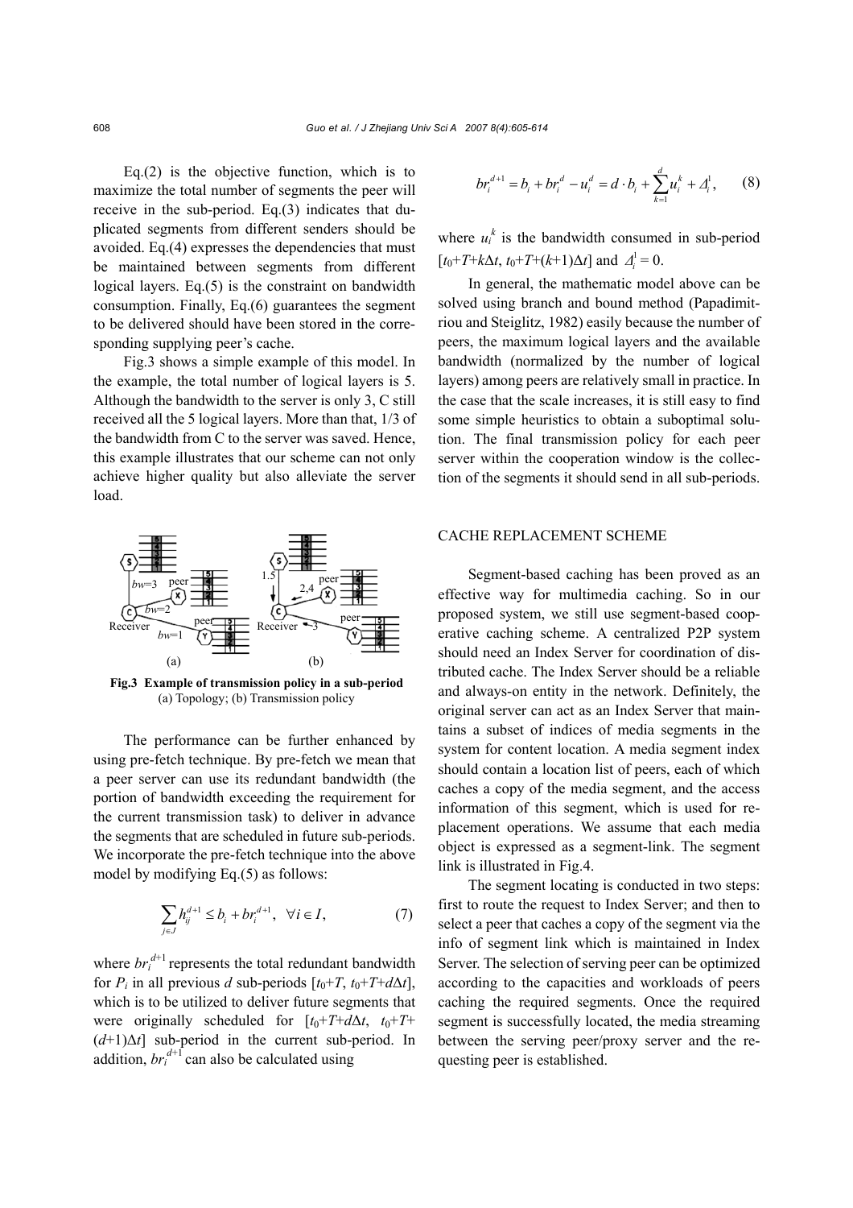Eq.(2) is the objective function, which is to maximize the total number of segments the peer will receive in the sub-period. Eq.(3) indicates that duplicated segments from different senders should be avoided. Eq.(4) expresses the dependencies that must be maintained between segments from different logical layers. Eq.(5) is the constraint on bandwidth consumption. Finally, Eq.(6) guarantees the segment to be delivered should have been stored in the corresponding supplying peer's cache.

Fig.3 shows a simple example of this model. In the example, the total number of logical layers is 5. Although the bandwidth to the server is only 3, C still received all the 5 logical layers. More than that, 1/3 of the bandwidth from C to the server was saved. Hence, this example illustrates that our scheme can not only achieve higher quality but also alleviate the server load.

**Fig.3 Example of transmission policy in a sub-period**
(a) Topology; (b) Transmission policy

The performance can be further enhanced by using pre-fetch technique. By pre-fetch we mean that a peer server can use its redundant bandwidth (the portion of bandwidth exceeding the requirement for the current transmission task) to deliver in advance the segments that are scheduled in future sub-periods. We incorporate the pre-fetch technique into the above model by modifying Eq.(5) as follows:

$$\sum_{j \in J} h_{ij}^{d+1} \le b_i + br_i^{d+1}, \quad \forall i \in I, \tag{7}$$

where $br_i^{d+1}$ represents the total redundant bandwidth for $P_i$ in all previous $d$ sub-periods $[t_0+T, t_0+T+d\Delta t]$, which is to be utilized to deliver future segments that were originally scheduled for $[t_0+T+d\Delta t, t_0+T+(d+1)\Delta t]$ sub-period in the current sub-period. In addition, $br_i^{d+1}$ can also be calculated using

$$br_i^{d+1} = b_i + br_i^d - u_i^d = d \cdot b_i + \sum_{k=1}^{d} u_i^k + \Delta_i^1, \tag{8}$$

where $u_i^k$ is the bandwidth consumed in sub-period $[t_0+T+k\Delta t, t_0+T+(k+1)\Delta t]$ and $\Delta_i^1 = 0$.

In general, the mathematic model above can be solved using branch and bound method (Papadimitriou and Steiglitz, 1982) easily because the number of peers, the maximum logical layers and the available bandwidth (normalized by the number of logical layers) among peers are relatively small in practice. In the case that the scale increases, it is still easy to find some simple heuristics to obtain a suboptimal solution. The final transmission policy for each peer server within the cooperation window is the collection of the segments it should send in all sub-periods.

## CACHE REPLACEMENT SCHEME

Segment-based caching has been proved as an effective way for multimedia caching. So in our proposed system, we still use segment-based cooperative caching scheme. A centralized P2P system should need an Index Server for coordination of distributed cache. The Index Server should be a reliable and always-on entity in the network. Definitely, the original server can act as an Index Server that maintains a subset of indices of media segments in the system for content location. A media segment index should contain a location list of peers, each of which caches a copy of the media segment, and the access information of this segment, which is used for replacement operations. We assume that each media object is expressed as a segment-link. The segment link is illustrated in Fig.4.

The segment locating is conducted in two steps: first to route the request to Index Server; and then to select a peer that caches a copy of the segment via the info of segment link which is maintained in Index Server. The selection of serving peer can be optimized according to the capacities and workloads of peers caching the required segments. Once the required segment is successfully located, the media streaming between the serving peer/proxy server and the requesting peer is established.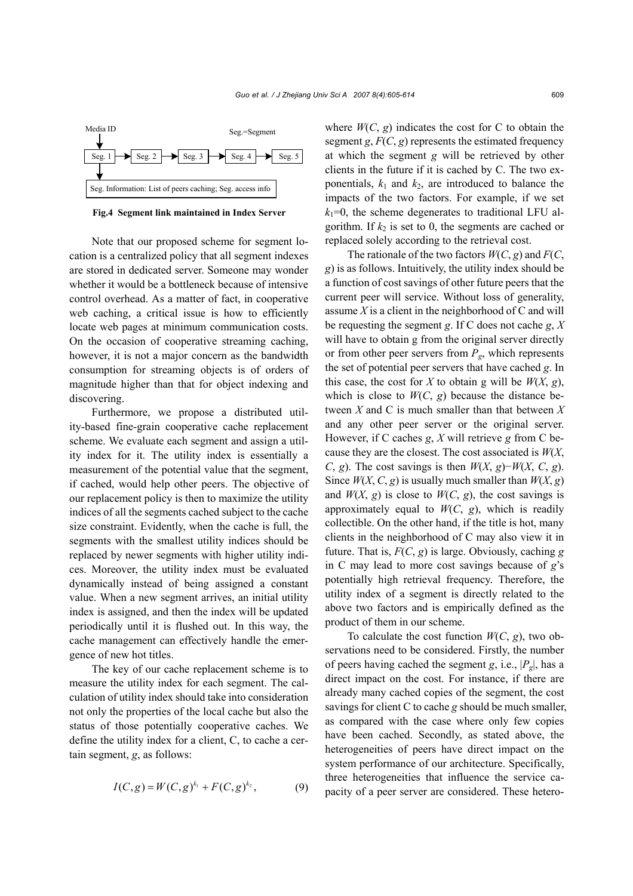Media ID

Seg.=Segment

Seg. 1 → Seg. 2 → Seg. 3 → Seg. 4 → Seg. 5

Seg. Information: List of peers caching; Seg. access info

**Fig.4 Segment link maintained in Index Server**

Note that our proposed scheme for segment location is a centralized policy that all segment indexes are stored in dedicated server. Someone may wonder whether it would be a bottleneck because of intensive control overhead. As a matter of fact, in cooperative web caching, a critical issue is how to efficiently locate web pages at minimum communication costs. On the occasion of cooperative streaming caching, however, it is not a major concern as the bandwidth consumption for streaming objects is of orders of magnitude higher than that for object indexing and discovering.

Furthermore, we propose a distributed utility-based fine-grain cooperative cache replacement scheme. We evaluate each segment and assign a utility index for it. The utility index is essentially a measurement of the potential value that the segment, if cached, would help other peers. The objective of our replacement policy is then to maximize the utility indices of all the segments cached subject to the cache size constraint. Evidently, when the cache is full, the segments with the smallest utility indices should be replaced by newer segments with higher utility indices. Moreover, the utility index must be evaluated dynamically instead of being assigned a constant value. When a new segment arrives, an initial utility index is assigned, and then the index will be updated periodically until it is flushed out. In this way, the cache management can effectively handle the emergence of new hot titles.

The key of our cache replacement scheme is to measure the utility index for each segment. The calculation of utility index should take into consideration not only the properties of the local cache but also the status of those potentially cooperative caches. We define the utility index for a client, C, to cache a certain segment, $g$, as follows:

$$I(C,g) = W(C,g)^{k_1} + F(C,g)^{k_2}, \tag{9}$$

where $W(C, g)$ indicates the cost for C to obtain the segment $g$, $F(C, g)$ represents the estimated frequency at which the segment $g$ will be retrieved by other clients in the future if it is cached by C. The two exponentials, $k_1$ and $k_2$, are introduced to balance the impacts of the two factors. For example, if we set $k_1=0$, the scheme degenerates to traditional LFU algorithm. If $k_2$ is set to 0, the segments are cached or replaced solely according to the retrieval cost.

The rationale of the two factors $W(C, g)$ and $F(C, g)$ is as follows. Intuitively, the utility index should be a function of cost savings of other future peers that the current peer will service. Without loss of generality, assume $X$ is a client in the neighborhood of C and will be requesting the segment $g$. If C does not cache $g$, $X$ will have to obtain g from the original server directly or from other peer servers from $P_g$, which represents the set of potential peer servers that have cached $g$. In this case, the cost for $X$ to obtain g will be $W(X, g)$, which is close to $W(C, g)$ because the distance between $X$ and C is much smaller than that between $X$ and any other peer server or the original server. However, if C caches $g$, $X$ will retrieve $g$ from C because they are the closest. The cost associated is $W(X, C, g)$. The cost savings is then $W(X, g)-W(X, C, g)$. Since $W(X, C, g)$ is usually much smaller than $W(X, g)$ and $W(X, g)$ is close to $W(C, g)$, the cost savings is approximately equal to $W(C, g)$, which is readily collectible. On the other hand, if the title is hot, many clients in the neighborhood of C may also view it in future. That is, $F(C, g)$ is large. Obviously, caching $g$ in C may lead to more cost savings because of $g$'s potentially high retrieval frequency. Therefore, the utility index of a segment is directly related to the above two factors and is empirically defined as the product of them in our scheme.

To calculate the cost function $W(C, g)$, two observations need to be considered. Firstly, the number of peers having cached the segment $g$, i.e., $|P_g|$, has a direct impact on the cost. For instance, if there are already many cached copies of the segment, the cost savings for client C to cache $g$ should be much smaller, as compared with the case where only few copies have been cached. Secondly, as stated above, the heterogeneities of peers have direct impact on the system performance of our architecture. Specifically, three heterogeneities that influence the service capacity of a peer server are considered. These hetero-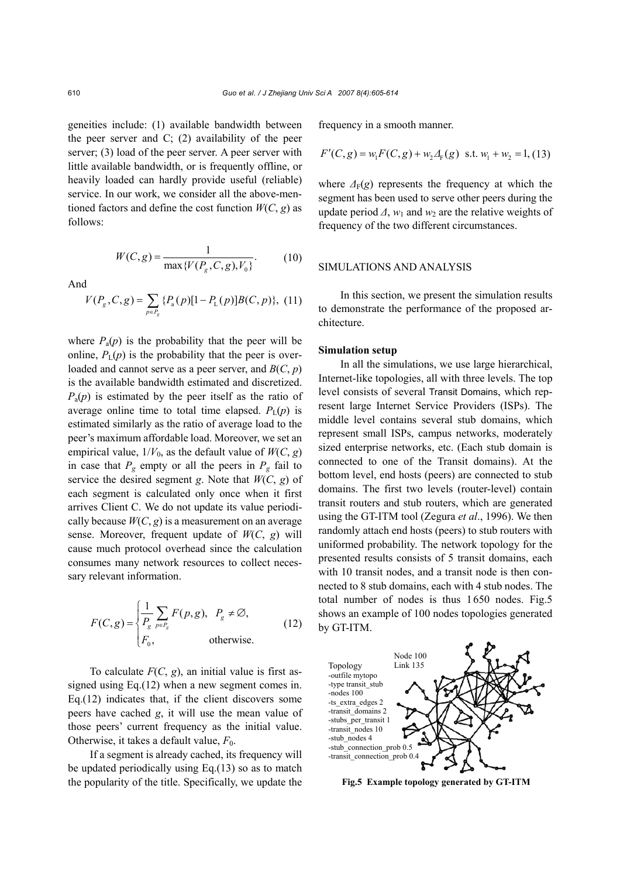geneities include: (1) available bandwidth between the peer server and C; (2) availability of the peer server; (3) load of the peer server. A peer server with little available bandwidth, or is frequently offline, or heavily loaded can hardly provide useful (reliable) service. In our work, we consider all the above-mentioned factors and define the cost function $W(C, g)$ as follows:

$$W(C,g) = \frac{1}{\max\{V(P_g, C, g), V_0\}}. \quad (10)$$

And

$$V(P_g, C, g) = \sum_{p \in P_g} \{P_a(p)[1 - P_L(p)]B(C, p)\}, \quad (11)$$

where $P_a(p)$ is the probability that the peer will be online, $P_L(p)$ is the probability that the peer is overloaded and cannot serve as a peer server, and $B(C, p)$ is the available bandwidth estimated and discretized. $P_a(p)$ is estimated by the peer itself as the ratio of average online time to total time elapsed. $P_L(p)$ is estimated similarly as the ratio of average load to the peer's maximum affordable load. Moreover, we set an empirical value, $1/V_0$, as the default value of $W(C, g)$ in case that $P_g$ empty or all the peers in $P_g$ fail to service the desired segment $g$. Note that $W(C, g)$ of each segment is calculated only once when it first arrives Client C. We do not update its value periodically because $W(C, g)$ is a measurement on an average sense. Moreover, frequent update of $W(C, g)$ will cause much protocol overhead since the calculation consumes many network resources to collect necessary relevant information.

$$F(C,g) = \begin{cases} \dfrac{1}{P_g} \sum_{p \in P_g} F(p, g), & P_g \neq \varnothing, \\ F_0, & \text{otherwise.} \end{cases} \quad (12)$$

To calculate $F(C, g)$, an initial value is first assigned using Eq.(12) when a new segment comes in. Eq.(12) indicates that, if the client discovers some peers have cached $g$, it will use the mean value of those peers' current frequency as the initial value. Otherwise, it takes a default value, $F_0$.

If a segment is already cached, its frequency will be updated periodically using Eq.(13) so as to match the popularity of the title. Specifically, we update the frequency in a smooth manner.

$$F'(C,g) = w_1 F(C,g) + w_2 \Delta_F(g) \ \text{ s.t. } w_1 + w_2 = 1, \quad (13)$$

where $\Delta_F(g)$ represents the frequency at which the segment has been used to serve other peers during the update period $\Delta$, $w_1$ and $w_2$ are the relative weights of frequency of the two different circumstances.

## SIMULATIONS AND ANALYSIS

In this section, we present the simulation results to demonstrate the performance of the proposed architecture.

### Simulation setup

In all the simulations, we use large hierarchical, Internet-like topologies, all with three levels. The top level consists of several Transit Domains, which represent large Internet Service Providers (ISPs). The middle level contains several stub domains, which represent small ISPs, campus networks, moderately sized enterprise networks, etc. (Each stub domain is connected to one of the Transit domains). At the bottom level, end hosts (peers) are connected to stub domains. The first two levels (router-level) contain transit routers and stub routers, which are generated using the GT-ITM tool (Zegura *et al*., 1996). We then randomly attach end hosts (peers) to stub routers with uniformed probability. The network topology for the presented results consists of 5 transit domains, each with 10 transit nodes, and a transit node is then connected to 8 stub domains, each with 4 stub nodes. The total number of nodes is thus 1650 nodes. Fig.5 shows an example of 100 nodes topologies generated by GT-ITM.

**Fig.5 Example topology generated by GT-ITM**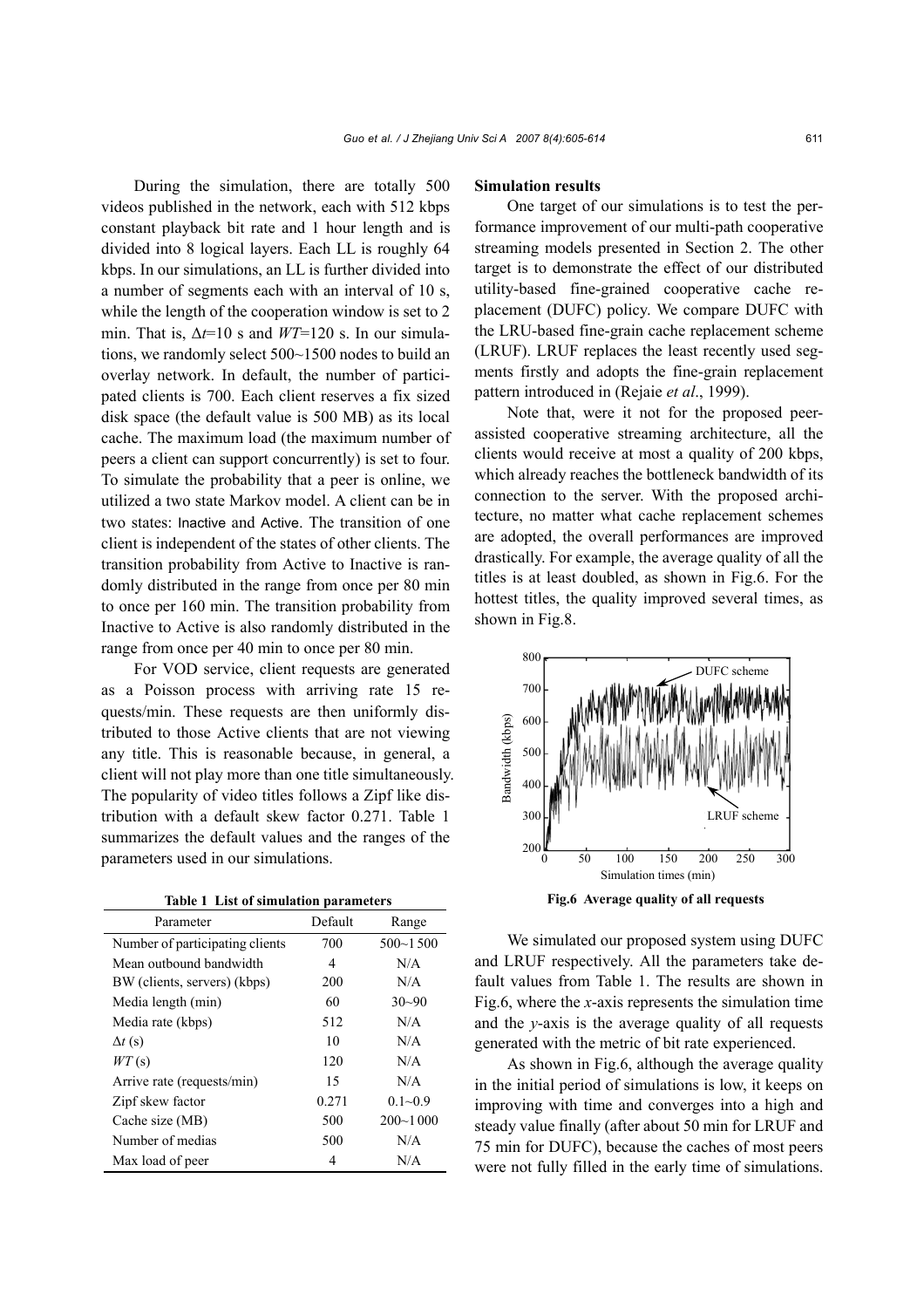During the simulation, there are totally 500 videos published in the network, each with 512 kbps constant playback bit rate and 1 hour length and is divided into 8 logical layers. Each LL is roughly 64 kbps. In our simulations, an LL is further divided into a number of segments each with an interval of 10 s, while the length of the cooperation window is set to 2 min. That is, $\Delta t$=10 s and $WT$=120 s. In our simulations, we randomly select 500~1500 nodes to build an overlay network. In default, the number of participated clients is 700. Each client reserves a fix sized disk space (the default value is 500 MB) as its local cache. The maximum load (the maximum number of peers a client can support concurrently) is set to four. To simulate the probability that a peer is online, we utilized a two state Markov model. A client can be in two states: Inactive and Active. The transition of one client is independent of the states of other clients. The transition probability from Active to Inactive is randomly distributed in the range from once per 80 min to once per 160 min. The transition probability from Inactive to Active is also randomly distributed in the range from once per 40 min to once per 80 min.

For VOD service, client requests are generated as a Poisson process with arriving rate 15 requests/min. These requests are then uniformly distributed to those Active clients that are not viewing any title. This is reasonable because, in general, a client will not play more than one title simultaneously. The popularity of video titles follows a Zipf like distribution with a default skew factor 0.271. Table 1 summarizes the default values and the ranges of the parameters used in our simulations.

**Table 1 List of simulation parameters**

| Parameter | Default | Range |
|---|---|---|
| Number of participating clients | 700 | 500~1 500 |
| Mean outbound bandwidth | 4 | N/A |
| BW (clients, servers) (kbps) | 200 | N/A |
| Media length (min) | 60 | 30~90 |
| Media rate (kbps) | 512 | N/A |
| $\Delta t$ (s) | 10 | N/A |
| $WT$ (s) | 120 | N/A |
| Arrive rate (requests/min) | 15 | N/A |
| Zipf skew factor | 0.271 | 0.1~0.9 |
| Cache size (MB) | 500 | 200~1 000 |
| Number of medias | 500 | N/A |
| Max load of peer | 4 | N/A |

**Simulation results**

One target of our simulations is to test the performance improvement of our multi-path cooperative streaming models presented in Section 2. The other target is to demonstrate the effect of our distributed utility-based fine-grained cooperative cache replacement (DUFC) policy. We compare DUFC with the LRU-based fine-grain cache replacement scheme (LRUF). LRUF replaces the least recently used segments firstly and adopts the fine-grain replacement pattern introduced in (Rejaie *et al*., 1999).

Note that, were it not for the proposed peer-assisted cooperative streaming architecture, all the clients would receive at most a quality of 200 kbps, which already reaches the bottleneck bandwidth of its connection to the server. With the proposed architecture, no matter what cache replacement schemes are adopted, the overall performances are improved drastically. For example, the average quality of all the titles is at least doubled, as shown in Fig.6. For the hottest titles, the quality improved several times, as shown in Fig.8.

**Fig.6 Average quality of all requests**

We simulated our proposed system using DUFC and LRUF respectively. All the parameters take default values from Table 1. The results are shown in Fig.6, where the $x$-axis represents the simulation time and the $y$-axis is the average quality of all requests generated with the metric of bit rate experienced.

As shown in Fig.6, although the average quality in the initial period of simulations is low, it keeps on improving with time and converges into a high and steady value finally (after about 50 min for LRUF and 75 min for DUFC), because the caches of most peers were not fully filled in the early time of simulations.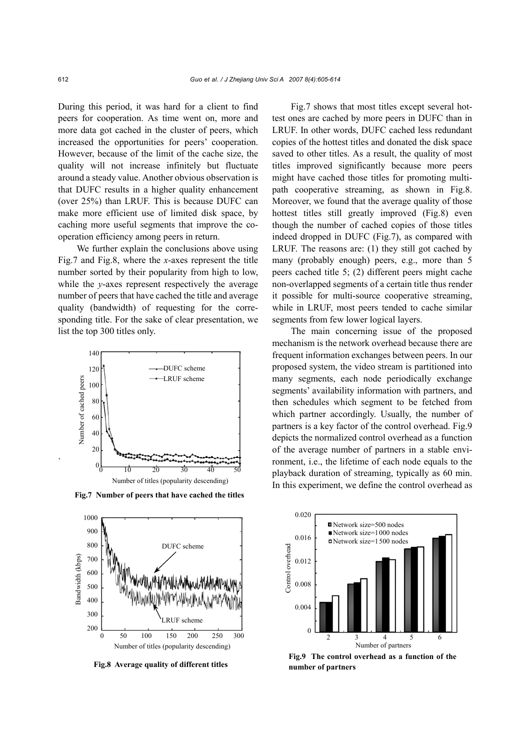During this period, it was hard for a client to find peers for cooperation. As time went on, more and more data got cached in the cluster of peers, which increased the opportunities for peers' cooperation. However, because of the limit of the cache size, the quality will not increase infinitely but fluctuate around a steady value. Another obvious observation is that DUFC results in a higher quality enhancement (over 25%) than LRUF. This is because DUFC can make more efficient use of limited disk space, by caching more useful segments that improve the cooperation efficiency among peers in return.

We further explain the conclusions above using Fig.7 and Fig.8, where the *x*-axes represent the title number sorted by their popularity from high to low, while the *y*-axes represent respectively the average number of peers that have cached the title and average quality (bandwidth) of requesting for the corresponding title. For the sake of clear presentation, we list the top 300 titles only.

**Fig.7 Number of peers that have cached the titles**

**Fig.8 Average quality of different titles**

Fig.7 shows that most titles except several hottest ones are cached by more peers in DUFC than in LRUF. In other words, DUFC cached less redundant copies of the hottest titles and donated the disk space saved to other titles. As a result, the quality of most titles improved significantly because more peers might have cached those titles for promoting multi-path cooperative streaming, as shown in Fig.8. Moreover, we found that the average quality of those hottest titles still greatly improved (Fig.8) even though the number of cached copies of those titles indeed dropped in DUFC (Fig.7), as compared with LRUF. The reasons are: (1) they still got cached by many (probably enough) peers, e.g., more than 5 peers cached title 5; (2) different peers might cache non-overlapped segments of a certain title thus render it possible for multi-source cooperative streaming, while in LRUF, most peers tended to cache similar segments from few lower logical layers.

The main concerning issue of the proposed mechanism is the network overhead because there are frequent information exchanges between peers. In our proposed system, the video stream is partitioned into many segments, each node periodically exchange segments' availability information with partners, and then schedules which segment to be fetched from which partner accordingly. Usually, the number of partners is a key factor of the control overhead. Fig.9 depicts the normalized control overhead as a function of the average number of partners in a stable environment, i.e., the lifetime of each node equals to the playback duration of streaming, typically as 60 min. In this experiment, we define the control overhead as

**Fig.9 The control overhead as a function of the number of partners**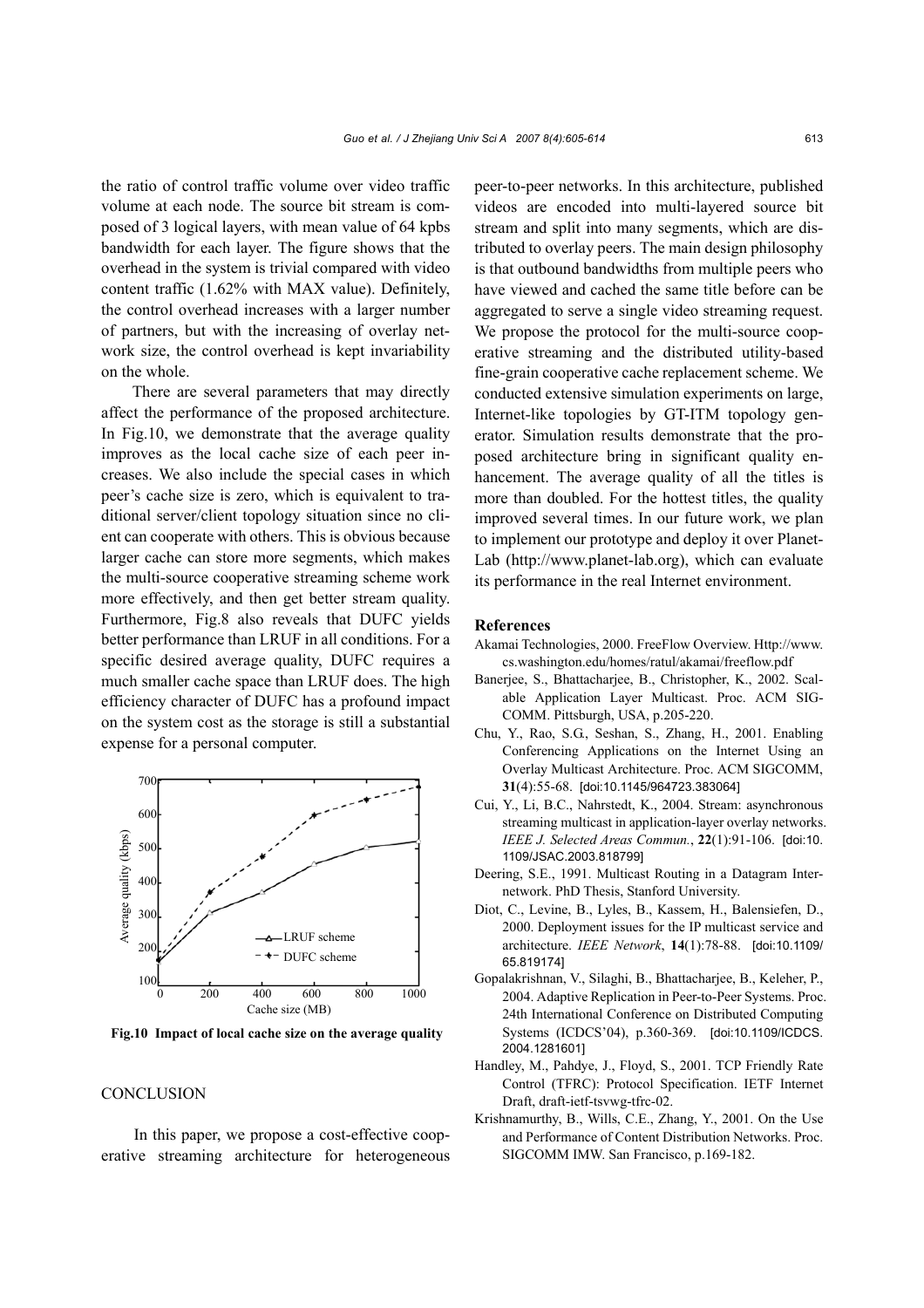the ratio of control traffic volume over video traffic volume at each node. The source bit stream is composed of 3 logical layers, with mean value of 64 kpbs bandwidth for each layer. The figure shows that the overhead in the system is trivial compared with video content traffic (1.62% with MAX value). Definitely, the control overhead increases with a larger number of partners, but with the increasing of overlay network size, the control overhead is kept invariability on the whole.

There are several parameters that may directly affect the performance of the proposed architecture. In Fig.10, we demonstrate that the average quality improves as the local cache size of each peer increases. We also include the special cases in which peer's cache size is zero, which is equivalent to traditional server/client topology situation since no client can cooperate with others. This is obvious because larger cache can store more segments, which makes the multi-source cooperative streaming scheme work more effectively, and then get better stream quality. Furthermore, Fig.8 also reveals that DUFC yields better performance than LRUF in all conditions. For a specific desired average quality, DUFC requires a much smaller cache space than LRUF does. The high efficiency character of DUFC has a profound impact on the system cost as the storage is still a substantial expense for a personal computer.

Average quality (kbps)
700
600
500
400
300
200
100
0 200 400 600 800 1000
Cache size (MB)
LRUF scheme
DUFC scheme

**Fig.10 Impact of local cache size on the average quality**

## CONCLUSION

In this paper, we propose a cost-effective cooperative streaming architecture for heterogeneous peer-to-peer networks. In this architecture, published videos are encoded into multi-layered source bit stream and split into many segments, which are distributed to overlay peers. The main design philosophy is that outbound bandwidths from multiple peers who have viewed and cached the same title before can be aggregated to serve a single video streaming request. We propose the protocol for the multi-source cooperative streaming and the distributed utility-based fine-grain cooperative cache replacement scheme. We conducted extensive simulation experiments on large, Internet-like topologies by GT-ITM topology generator. Simulation results demonstrate that the proposed architecture bring in significant quality enhancement. The average quality of all the titles is more than doubled. For the hottest titles, the quality improved several times. In our future work, we plan to implement our prototype and deploy it over PlanetLab (http://www.planet-lab.org), which can evaluate its performance in the real Internet environment.

## References

Akamai Technologies, 2000. FreeFlow Overview. Http://www.cs.washington.edu/homes/ratul/akamai/freeflow.pdf

Banerjee, S., Bhattacharjee, B., Christopher, K., 2002. Scalable Application Layer Multicast. Proc. ACM SIGCOMM. Pittsburgh, USA, p.205-220.

Chu, Y., Rao, S.G., Seshan, S., Zhang, H., 2001. Enabling Conferencing Applications on the Internet Using an Overlay Multicast Architecture. Proc. ACM SIGCOMM, **31**(4):55-68. [doi:10.1145/964723.383064]

Cui, Y., Li, B.C., Nahrstedt, K., 2004. Stream: asynchronous streaming multicast in application-layer overlay networks. *IEEE J. Selected Areas Commun.*, **22**(1):91-106. [doi:10.1109/JSAC.2003.818799]

Deering, S.E., 1991. Multicast Routing in a Datagram Internetwork. PhD Thesis, Stanford University.

Diot, C., Levine, B., Lyles, B., Kassem, H., Balensiefen, D., 2000. Deployment issues for the IP multicast service and architecture. *IEEE Network*, **14**(1):78-88. [doi:10.1109/65.819174]

Gopalakrishnan, V., Silaghi, B., Bhattacharjee, B., Keleher, P., 2004. Adaptive Replication in Peer-to-Peer Systems. Proc. 24th International Conference on Distributed Computing Systems (ICDCS'04), p.360-369. [doi:10.1109/ICDCS.2004.1281601]

Handley, M., Pahdye, J., Floyd, S., 2001. TCP Friendly Rate Control (TFRC): Protocol Specification. IETF Internet Draft, draft-ietf-tsvwg-tfrc-02.

Krishnamurthy, B., Wills, C.E., Zhang, Y., 2001. On the Use and Performance of Content Distribution Networks. Proc. SIGCOMM IMW. San Francisco, p.169-182.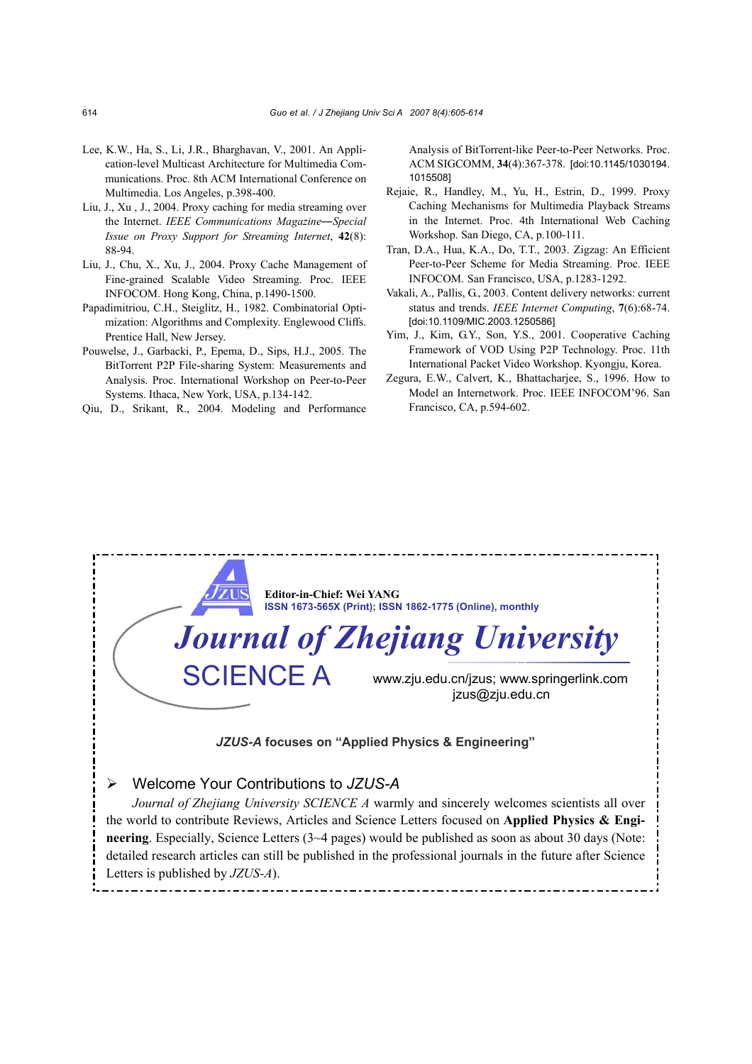Lee, K.W., Ha, S., Li, J.R., Bharghavan, V., 2001. An Application-level Multicast Architecture for Multimedia Communications. Proc. 8th ACM International Conference on Multimedia. Los Angeles, p.398-400.

Liu, J., Xu , J., 2004. Proxy caching for media streaming over the Internet. *IEEE Communications Magazine—Special Issue on Proxy Support for Streaming Internet*, **42**(8): 88-94.

Liu, J., Chu, X., Xu, J., 2004. Proxy Cache Management of Fine-grained Scalable Video Streaming. Proc. IEEE INFOCOM. Hong Kong, China, p.1490-1500.

Papadimitriou, C.H., Steiglitz, H., 1982. Combinatorial Optimization: Algorithms and Complexity. Englewood Cliffs. Prentice Hall, New Jersey.

Pouwelse, J., Garbacki, P., Epema, D., Sips, H.J., 2005. The BitTorrent P2P File-sharing System: Measurements and Analysis. Proc. International Workshop on Peer-to-Peer Systems. Ithaca, New York, USA, p.134-142.

Qiu, D., Srikant, R., 2004. Modeling and Performance Analysis of BitTorrent-like Peer-to-Peer Networks. Proc. ACM SIGCOMM, **34**(4):367-378. [doi:10.1145/1030194.1015508]

Rejaie, R., Handley, M., Yu, H., Estrin, D., 1999. Proxy Caching Mechanisms for Multimedia Playback Streams in the Internet. Proc. 4th International Web Caching Workshop. San Diego, CA, p.100-111.

Tran, D.A., Hua, K.A., Do, T.T., 2003. Zigzag: An Efficient Peer-to-Peer Scheme for Media Streaming. Proc. IEEE INFOCOM. San Francisco, USA, p.1283-1292.

Vakali, A., Pallis, G., 2003. Content delivery networks: current status and trends. *IEEE Internet Computing*, **7**(6):68-74. [doi:10.1109/MIC.2003.1250586]

Yim, J., Kim, G.Y., Son, Y.S., 2001. Cooperative Caching Framework of VOD Using P2P Technology. Proc. 11th International Packet Video Workshop. Kyongju, Korea.

Zegura, E.W., Calvert, K., Bhattacharjee, S., 1996. How to Model an Internetwork. Proc. IEEE INFOCOM'96. San Francisco, CA, p.594-602.

---

JZUS

**Editor-in-Chief: Wei YANG**

**ISSN 1673-565X (Print); ISSN 1862-1775 (Online), monthly**

***Journal of Zhejiang University***

SCIENCE A

www.zju.edu.cn/jzus; www.springerlink.com

jzus@zju.edu.cn

***JZUS-A*** **focuses on "Applied Physics & Engineering"**

➢ Welcome Your Contributions to *JZUS-A*

*Journal of Zhejiang University SCIENCE A* warmly and sincerely welcomes scientists all over the world to contribute Reviews, Articles and Science Letters focused on **Applied Physics & Engineering**. Especially, Science Letters (3~4 pages) would be published as soon as about 30 days (Note: detailed research articles can still be published in the professional journals in the future after Science Letters is published by *JZUS-A*).